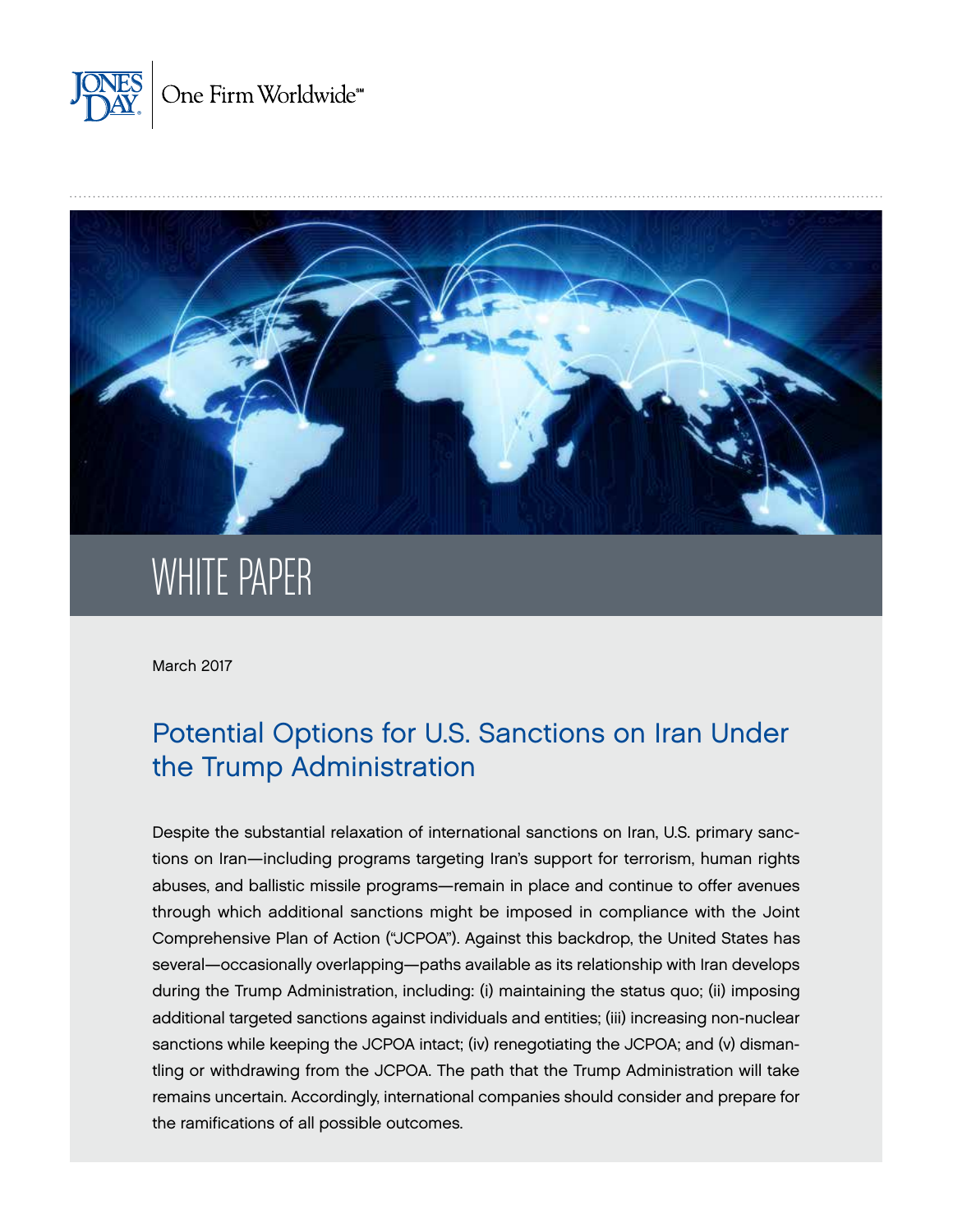JONES DAY | One Firm Worldwide℠

WHITE PAPER

March 2017

# Potential Options for U.S. Sanctions on Iran Under the Trump Administration

Despite the substantial relaxation of international sanctions on Iran, U.S. primary sanctions on Iran—including programs targeting Iran's support for terrorism, human rights abuses, and ballistic missile programs—remain in place and continue to offer avenues through which additional sanctions might be imposed in compliance with the Joint Comprehensive Plan of Action ("JCPOA"). Against this backdrop, the United States has several—occasionally overlapping—paths available as its relationship with Iran develops during the Trump Administration, including: (i) maintaining the status quo; (ii) imposing additional targeted sanctions against individuals and entities; (iii) increasing non-nuclear sanctions while keeping the JCPOA intact; (iv) renegotiating the JCPOA; and (v) dismantling or withdrawing from the JCPOA. The path that the Trump Administration will take remains uncertain. Accordingly, international companies should consider and prepare for the ramifications of all possible outcomes.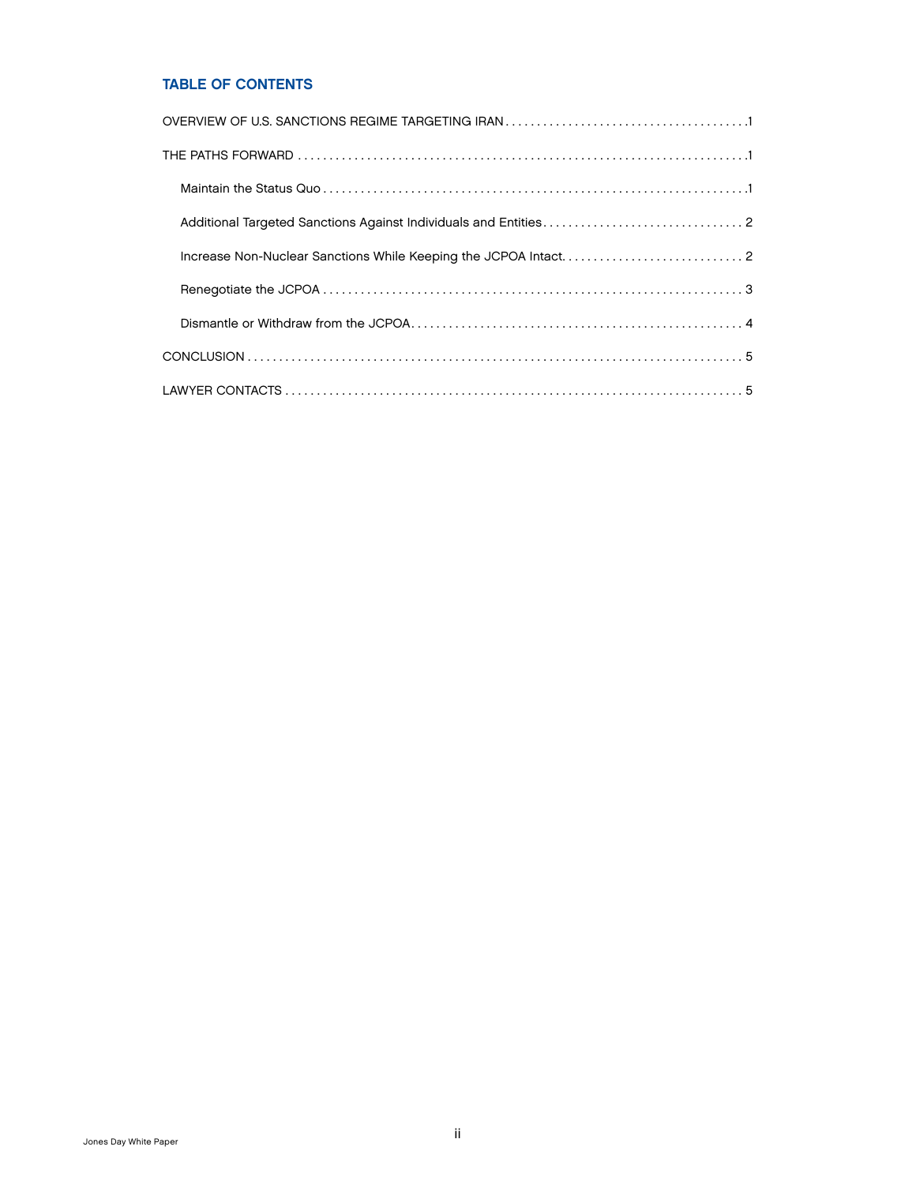## TABLE OF CONTENTS

OVERVIEW OF U.S. SANCTIONS REGIME TARGETING IRAN . . . . . . . . . . . . . . . . . . . . . . . . . . . . . . . . . . . . . . 1

THE PATHS FORWARD . . . . . . . . . . . . . . . . . . . . . . . . . . . . . . . . . . . . . . . . . . . . . . . . . . . . . . . . . . . . . . . . . . . . . 1

- Maintain the Status Quo . . . . . . . . . . . . . . . . . . . . . . . . . . . . . . . . . . . . . . . . . . . . . . . . . . . . . . . . . . . . . . . . . . 1
- Additional Targeted Sanctions Against Individuals and Entities . . . . . . . . . . . . . . . . . . . . . . . . . . . . . . . 2
- Increase Non-Nuclear Sanctions While Keeping the JCPOA Intact . . . . . . . . . . . . . . . . . . . . . . . . . . . . 2
- Renegotiate the JCPOA . . . . . . . . . . . . . . . . . . . . . . . . . . . . . . . . . . . . . . . . . . . . . . . . . . . . . . . . . . . . . . . . . . 3
- Dismantle or Withdraw from the JCPOA . . . . . . . . . . . . . . . . . . . . . . . . . . . . . . . . . . . . . . . . . . . . . . . . . . . . 4

CONCLUSION . . . . . . . . . . . . . . . . . . . . . . . . . . . . . . . . . . . . . . . . . . . . . . . . . . . . . . . . . . . . . . . . . . . . . . . . . . . . . 5

LAWYER CONTACTS . . . . . . . . . . . . . . . . . . . . . . . . . . . . . . . . . . . . . . . . . . . . . . . . . . . . . . . . . . . . . . . . . . . . . . . 5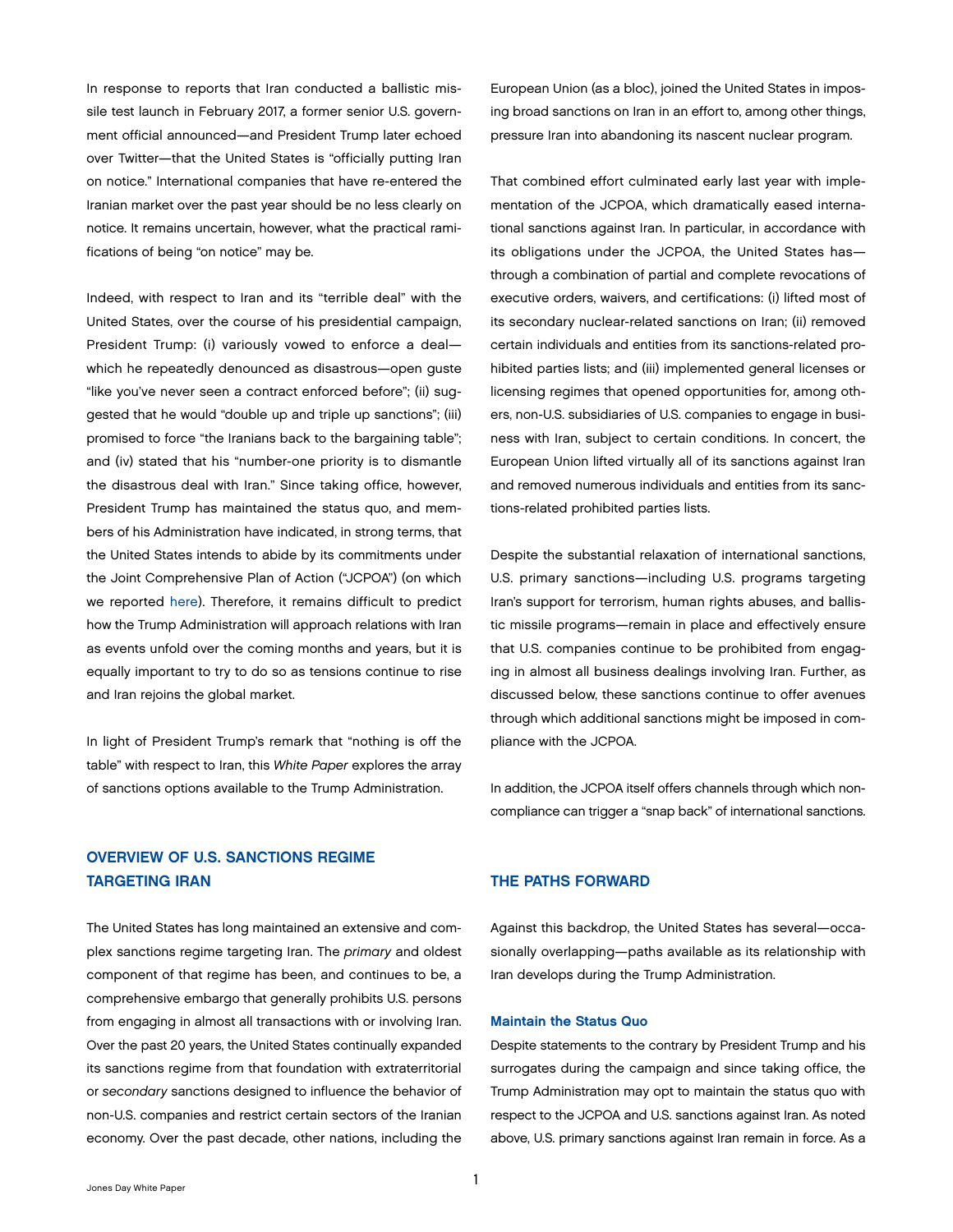In response to reports that Iran conducted a ballistic missile test launch in February 2017, a former senior U.S. government official announced—and President Trump later echoed over Twitter—that the United States is "officially putting Iran on notice." International companies that have re-entered the Iranian market over the past year should be no less clearly on notice. It remains uncertain, however, what the practical ramifications of being "on notice" may be.

Indeed, with respect to Iran and its "terrible deal" with the United States, over the course of his presidential campaign, President Trump: (i) variously vowed to enforce a deal—which he repeatedly denounced as disastrous—open guste "like you've never seen a contract enforced before"; (ii) suggested that he would "double up and triple up sanctions"; (iii) promised to force "the Iranians back to the bargaining table"; and (iv) stated that his "number-one priority is to dismantle the disastrous deal with Iran." Since taking office, however, President Trump has maintained the status quo, and members of his Administration have indicated, in strong terms, that the United States intends to abide by its commitments under the Joint Comprehensive Plan of Action ("JCPOA") (on which we reported here). Therefore, it remains difficult to predict how the Trump Administration will approach relations with Iran as events unfold over the coming months and years, but it is equally important to try to do so as tensions continue to rise and Iran rejoins the global market.

In light of President Trump's remark that "nothing is off the table" with respect to Iran, this *White Paper* explores the array of sanctions options available to the Trump Administration.

## OVERVIEW OF U.S. SANCTIONS REGIME TARGETING IRAN

The United States has long maintained an extensive and complex sanctions regime targeting Iran. The *primary* and oldest component of that regime has been, and continues to be, a comprehensive embargo that generally prohibits U.S. persons from engaging in almost all transactions with or involving Iran. Over the past 20 years, the United States continually expanded its sanctions regime from that foundation with extraterritorial or *secondary* sanctions designed to influence the behavior of non-U.S. companies and restrict certain sectors of the Iranian economy. Over the past decade, other nations, including the European Union (as a bloc), joined the United States in imposing broad sanctions on Iran in an effort to, among other things, pressure Iran into abandoning its nascent nuclear program.

That combined effort culminated early last year with implementation of the JCPOA, which dramatically eased international sanctions against Iran. In particular, in accordance with its obligations under the JCPOA, the United States has—through a combination of partial and complete revocations of executive orders, waivers, and certifications: (i) lifted most of its secondary nuclear-related sanctions on Iran; (ii) removed certain individuals and entities from its sanctions-related prohibited parties lists; and (iii) implemented general licenses or licensing regimes that opened opportunities for, among others, non-U.S. subsidiaries of U.S. companies to engage in business with Iran, subject to certain conditions. In concert, the European Union lifted virtually all of its sanctions against Iran and removed numerous individuals and entities from its sanctions-related prohibited parties lists.

Despite the substantial relaxation of international sanctions, U.S. primary sanctions—including U.S. programs targeting Iran's support for terrorism, human rights abuses, and ballistic missile programs—remain in place and effectively ensure that U.S. companies continue to be prohibited from engaging in almost all business dealings involving Iran. Further, as discussed below, these sanctions continue to offer avenues through which additional sanctions might be imposed in compliance with the JCPOA.

In addition, the JCPOA itself offers channels through which noncompliance can trigger a "snap back" of international sanctions.

## THE PATHS FORWARD

Against this backdrop, the United States has several—occasionally overlapping—paths available as its relationship with Iran develops during the Trump Administration.

### Maintain the Status Quo

Despite statements to the contrary by President Trump and his surrogates during the campaign and since taking office, the Trump Administration may opt to maintain the status quo with respect to the JCPOA and U.S. sanctions against Iran. As noted above, U.S. primary sanctions against Iran remain in force. As a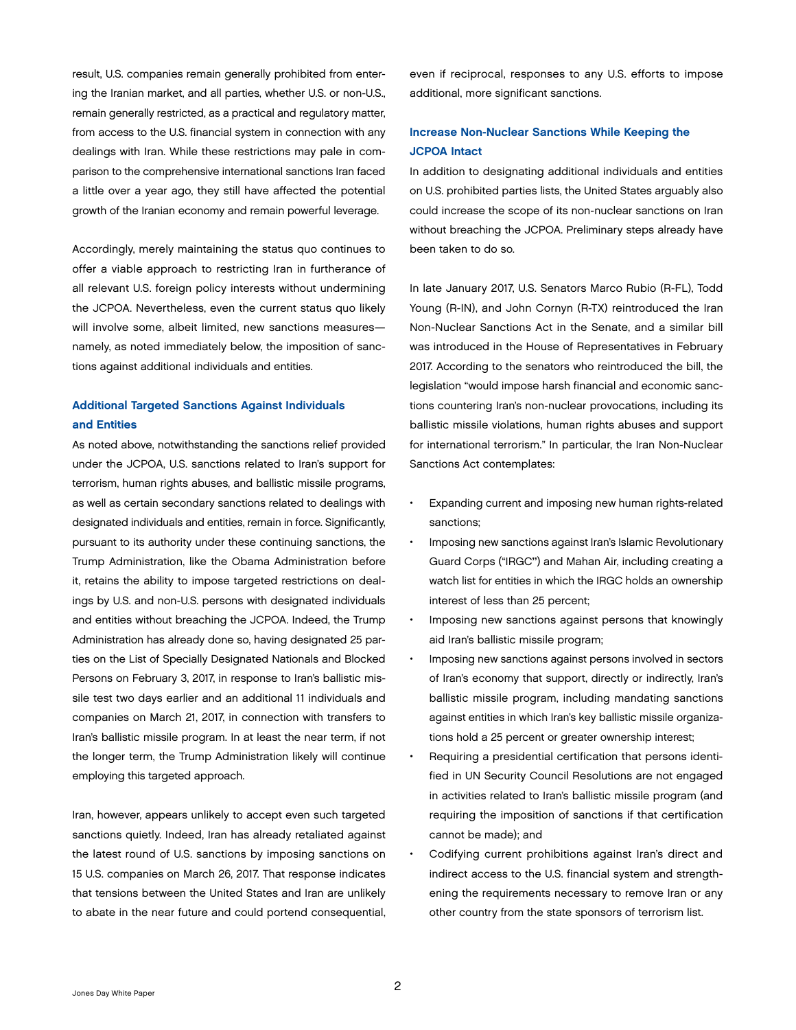result, U.S. companies remain generally prohibited from entering the Iranian market, and all parties, whether U.S. or non-U.S., remain generally restricted, as a practical and regulatory matter, from access to the U.S. financial system in connection with any dealings with Iran. While these restrictions may pale in comparison to the comprehensive international sanctions Iran faced a little over a year ago, they still have affected the potential growth of the Iranian economy and remain powerful leverage.

Accordingly, merely maintaining the status quo continues to offer a viable approach to restricting Iran in furtherance of all relevant U.S. foreign policy interests without undermining the JCPOA. Nevertheless, even the current status quo likely will involve some, albeit limited, new sanctions measures—namely, as noted immediately below, the imposition of sanctions against additional individuals and entities.

### Additional Targeted Sanctions Against Individuals and Entities

As noted above, notwithstanding the sanctions relief provided under the JCPOA, U.S. sanctions related to Iran's support for terrorism, human rights abuses, and ballistic missile programs, as well as certain secondary sanctions related to dealings with designated individuals and entities, remain in force. Significantly, pursuant to its authority under these continuing sanctions, the Trump Administration, like the Obama Administration before it, retains the ability to impose targeted restrictions on dealings by U.S. and non-U.S. persons with designated individuals and entities without breaching the JCPOA. Indeed, the Trump Administration has already done so, having designated 25 parties on the List of Specially Designated Nationals and Blocked Persons on February 3, 2017, in response to Iran's ballistic missile test two days earlier and an additional 11 individuals and companies on March 21, 2017, in connection with transfers to Iran's ballistic missile program. In at least the near term, if not the longer term, the Trump Administration likely will continue employing this targeted approach.

Iran, however, appears unlikely to accept even such targeted sanctions quietly. Indeed, Iran has already retaliated against the latest round of U.S. sanctions by imposing sanctions on 15 U.S. companies on March 26, 2017. That response indicates that tensions between the United States and Iran are unlikely to abate in the near future and could portend consequential, even if reciprocal, responses to any U.S. efforts to impose additional, more significant sanctions.

### Increase Non-Nuclear Sanctions While Keeping the JCPOA Intact

In addition to designating additional individuals and entities on U.S. prohibited parties lists, the United States arguably also could increase the scope of its non-nuclear sanctions on Iran without breaching the JCPOA. Preliminary steps already have been taken to do so.

In late January 2017, U.S. Senators Marco Rubio (R-FL), Todd Young (R-IN), and John Cornyn (R-TX) reintroduced the Iran Non-Nuclear Sanctions Act in the Senate, and a similar bill was introduced in the House of Representatives in February 2017. According to the senators who reintroduced the bill, the legislation "would impose harsh financial and economic sanctions countering Iran's non-nuclear provocations, including its ballistic missile violations, human rights abuses and support for international terrorism." In particular, the Iran Non-Nuclear Sanctions Act contemplates:

- Expanding current and imposing new human rights-related sanctions;
- Imposing new sanctions against Iran's Islamic Revolutionary Guard Corps ("IRGC") and Mahan Air, including creating a watch list for entities in which the IRGC holds an ownership interest of less than 25 percent;
- Imposing new sanctions against persons that knowingly aid Iran's ballistic missile program;
- Imposing new sanctions against persons involved in sectors of Iran's economy that support, directly or indirectly, Iran's ballistic missile program, including mandating sanctions against entities in which Iran's key ballistic missile organizations hold a 25 percent or greater ownership interest;
- Requiring a presidential certification that persons identified in UN Security Council Resolutions are not engaged in activities related to Iran's ballistic missile program (and requiring the imposition of sanctions if that certification cannot be made); and
- Codifying current prohibitions against Iran's direct and indirect access to the U.S. financial system and strengthening the requirements necessary to remove Iran or any other country from the state sponsors of terrorism list.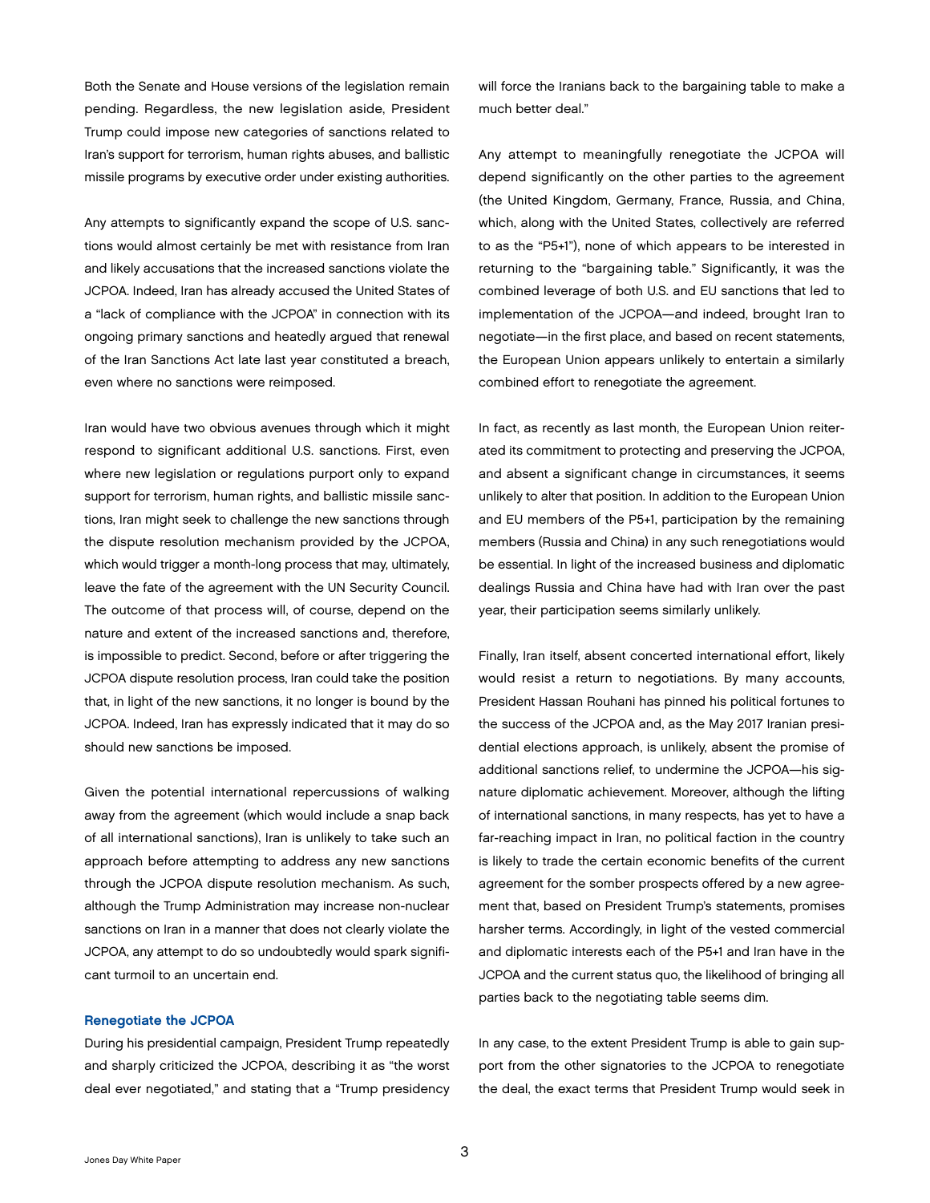Both the Senate and House versions of the legislation remain pending. Regardless, the new legislation aside, President Trump could impose new categories of sanctions related to Iran's support for terrorism, human rights abuses, and ballistic missile programs by executive order under existing authorities.

Any attempts to significantly expand the scope of U.S. sanctions would almost certainly be met with resistance from Iran and likely accusations that the increased sanctions violate the JCPOA. Indeed, Iran has already accused the United States of a "lack of compliance with the JCPOA" in connection with its ongoing primary sanctions and heatedly argued that renewal of the Iran Sanctions Act late last year constituted a breach, even where no sanctions were reimposed.

Iran would have two obvious avenues through which it might respond to significant additional U.S. sanctions. First, even where new legislation or regulations purport only to expand support for terrorism, human rights, and ballistic missile sanctions, Iran might seek to challenge the new sanctions through the dispute resolution mechanism provided by the JCPOA, which would trigger a month-long process that may, ultimately, leave the fate of the agreement with the UN Security Council. The outcome of that process will, of course, depend on the nature and extent of the increased sanctions and, therefore, is impossible to predict. Second, before or after triggering the JCPOA dispute resolution process, Iran could take the position that, in light of the new sanctions, it no longer is bound by the JCPOA. Indeed, Iran has expressly indicated that it may do so should new sanctions be imposed.

Given the potential international repercussions of walking away from the agreement (which would include a snap back of all international sanctions), Iran is unlikely to take such an approach before attempting to address any new sanctions through the JCPOA dispute resolution mechanism. As such, although the Trump Administration may increase non-nuclear sanctions on Iran in a manner that does not clearly violate the JCPOA, any attempt to do so undoubtedly would spark significant turmoil to an uncertain end.

### Renegotiate the JCPOA

During his presidential campaign, President Trump repeatedly and sharply criticized the JCPOA, describing it as "the worst deal ever negotiated," and stating that a "Trump presidency will force the Iranians back to the bargaining table to make a much better deal."

Any attempt to meaningfully renegotiate the JCPOA will depend significantly on the other parties to the agreement (the United Kingdom, Germany, France, Russia, and China, which, along with the United States, collectively are referred to as the "P5+1"), none of which appears to be interested in returning to the "bargaining table." Significantly, it was the combined leverage of both U.S. and EU sanctions that led to implementation of the JCPOA—and indeed, brought Iran to negotiate—in the first place, and based on recent statements, the European Union appears unlikely to entertain a similarly combined effort to renegotiate the agreement.

In fact, as recently as last month, the European Union reiterated its commitment to protecting and preserving the JCPOA, and absent a significant change in circumstances, it seems unlikely to alter that position. In addition to the European Union and EU members of the P5+1, participation by the remaining members (Russia and China) in any such renegotiations would be essential. In light of the increased business and diplomatic dealings Russia and China have had with Iran over the past year, their participation seems similarly unlikely.

Finally, Iran itself, absent concerted international effort, likely would resist a return to negotiations. By many accounts, President Hassan Rouhani has pinned his political fortunes to the success of the JCPOA and, as the May 2017 Iranian presidential elections approach, is unlikely, absent the promise of additional sanctions relief, to undermine the JCPOA—his signature diplomatic achievement. Moreover, although the lifting of international sanctions, in many respects, has yet to have a far-reaching impact in Iran, no political faction in the country is likely to trade the certain economic benefits of the current agreement for the somber prospects offered by a new agreement that, based on President Trump's statements, promises harsher terms. Accordingly, in light of the vested commercial and diplomatic interests each of the P5+1 and Iran have in the JCPOA and the current status quo, the likelihood of bringing all parties back to the negotiating table seems dim.

In any case, to the extent President Trump is able to gain support from the other signatories to the JCPOA to renegotiate the deal, the exact terms that President Trump would seek in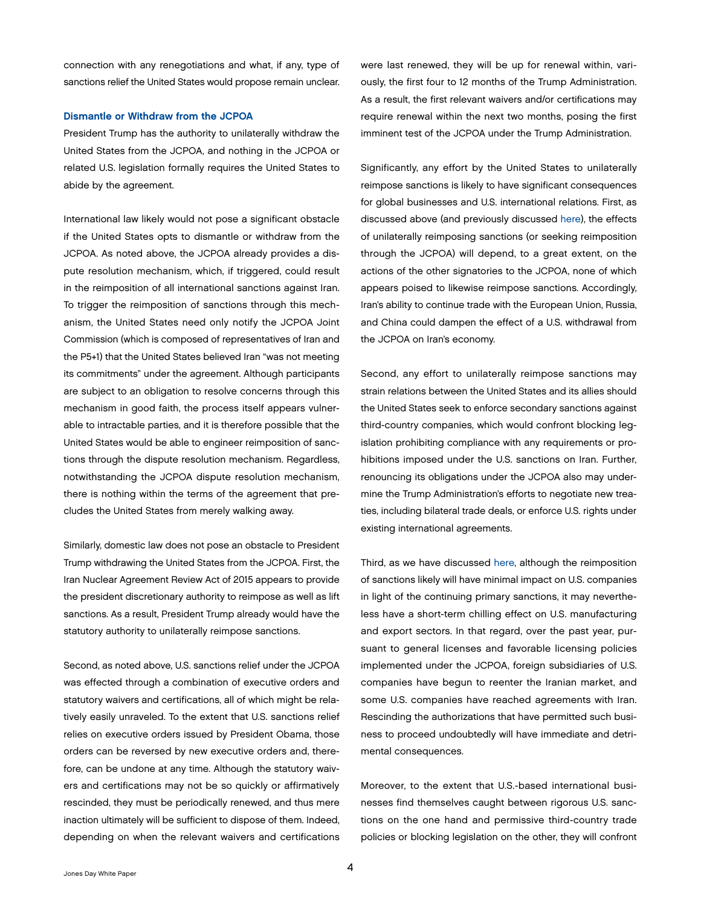connection with any renegotiations and what, if any, type of sanctions relief the United States would propose remain unclear.

### Dismantle or Withdraw from the JCPOA

President Trump has the authority to unilaterally withdraw the United States from the JCPOA, and nothing in the JCPOA or related U.S. legislation formally requires the United States to abide by the agreement.

International law likely would not pose a significant obstacle if the United States opts to dismantle or withdraw from the JCPOA. As noted above, the JCPOA already provides a dispute resolution mechanism, which, if triggered, could result in the reimposition of all international sanctions against Iran. To trigger the reimposition of sanctions through this mechanism, the United States need only notify the JCPOA Joint Commission (which is composed of representatives of Iran and the P5+1) that the United States believed Iran "was not meeting its commitments" under the agreement. Although participants are subject to an obligation to resolve concerns through this mechanism in good faith, the process itself appears vulnerable to intractable parties, and it is therefore possible that the United States would be able to engineer reimposition of sanctions through the dispute resolution mechanism. Regardless, notwithstanding the JCPOA dispute resolution mechanism, there is nothing within the terms of the agreement that precludes the United States from merely walking away.

Similarly, domestic law does not pose an obstacle to President Trump withdrawing the United States from the JCPOA. First, the Iran Nuclear Agreement Review Act of 2015 appears to provide the president discretionary authority to reimpose as well as lift sanctions. As a result, President Trump already would have the statutory authority to unilaterally reimpose sanctions.

Second, as noted above, U.S. sanctions relief under the JCPOA was effected through a combination of executive orders and statutory waivers and certifications, all of which might be relatively easily unraveled. To the extent that U.S. sanctions relief relies on executive orders issued by President Obama, those orders can be reversed by new executive orders and, therefore, can be undone at any time. Although the statutory waivers and certifications may not be so quickly or affirmatively rescinded, they must be periodically renewed, and thus mere inaction ultimately will be sufficient to dispose of them. Indeed, depending on when the relevant waivers and certifications were last renewed, they will be up for renewal within, variously, the first four to 12 months of the Trump Administration. As a result, the first relevant waivers and/or certifications may require renewal within the next two months, posing the first imminent test of the JCPOA under the Trump Administration.

Significantly, any effort by the United States to unilaterally reimpose sanctions is likely to have significant consequences for global businesses and U.S. international relations. First, as discussed above (and previously discussed here), the effects of unilaterally reimposing sanctions (or seeking reimposition through the JCPOA) will depend, to a great extent, on the actions of the other signatories to the JCPOA, none of which appears poised to likewise reimpose sanctions. Accordingly, Iran's ability to continue trade with the European Union, Russia, and China could dampen the effect of a U.S. withdrawal from the JCPOA on Iran's economy.

Second, any effort to unilaterally reimpose sanctions may strain relations between the United States and its allies should the United States seek to enforce secondary sanctions against third-country companies, which would confront blocking legislation prohibiting compliance with any requirements or prohibitions imposed under the U.S. sanctions on Iran. Further, renouncing its obligations under the JCPOA also may undermine the Trump Administration's efforts to negotiate new treaties, including bilateral trade deals, or enforce U.S. rights under existing international agreements.

Third, as we have discussed here, although the reimposition of sanctions likely will have minimal impact on U.S. companies in light of the continuing primary sanctions, it may nevertheless have a short-term chilling effect on U.S. manufacturing and export sectors. In that regard, over the past year, pursuant to general licenses and favorable licensing policies implemented under the JCPOA, foreign subsidiaries of U.S. companies have begun to reenter the Iranian market, and some U.S. companies have reached agreements with Iran. Rescinding the authorizations that have permitted such business to proceed undoubtedly will have immediate and detrimental consequences.

Moreover, to the extent that U.S.-based international businesses find themselves caught between rigorous U.S. sanctions on the one hand and permissive third-country trade policies or blocking legislation on the other, they will confront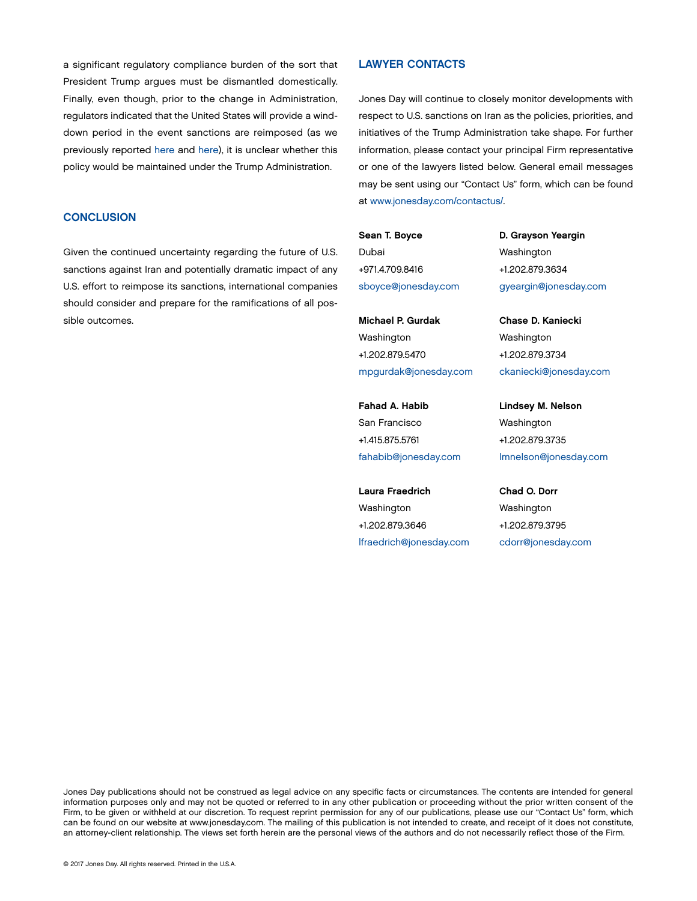a significant regulatory compliance burden of the sort that President Trump argues must be dismantled domestically. Finally, even though, prior to the change in Administration, regulators indicated that the United States will provide a wind-down period in the event sanctions are reimposed (as we previously reported here and here), it is unclear whether this policy would be maintained under the Trump Administration.

## CONCLUSION

Given the continued uncertainty regarding the future of U.S. sanctions against Iran and potentially dramatic impact of any U.S. effort to reimpose its sanctions, international companies should consider and prepare for the ramifications of all possible outcomes.

## LAWYER CONTACTS

Jones Day will continue to closely monitor developments with respect to U.S. sanctions on Iran as the policies, priorities, and initiatives of the Trump Administration take shape. For further information, please contact your principal Firm representative or one of the lawyers listed below. General email messages may be sent using our "Contact Us" form, which can be found at www.jonesday.com/contactus/.

**Sean T. Boyce**
Dubai
+971.4.709.8416
sboyce@jonesday.com

**D. Grayson Yeargin**
Washington
+1.202.879.3634
gyeargin@jonesday.com

**Michael P. Gurdak**
Washington
+1.202.879.5470
mpgurdak@jonesday.com

**Chase D. Kaniecki**
Washington
+1.202.879.3734
ckaniecki@jonesday.com

**Fahad A. Habib**
San Francisco
+1.415.875.5761
fahabib@jonesday.com

**Lindsey M. Nelson**
Washington
+1.202.879.3735
lmnelson@jonesday.com

**Laura Fraedrich**
Washington
+1.202.879.3646
lfraedrich@jonesday.com

**Chad O. Dorr**
Washington
+1.202.879.3795
cdorr@jonesday.com

Jones Day publications should not be construed as legal advice on any specific facts or circumstances. The contents are intended for general information purposes only and may not be quoted or referred to in any other publication or proceeding without the prior written consent of the Firm, to be given or withheld at our discretion. To request reprint permission for any of our publications, please use our "Contact Us" form, which can be found on our website at www.jonesday.com. The mailing of this publication is not intended to create, and receipt of it does not constitute, an attorney-client relationship. The views set forth herein are the personal views of the authors and do not necessarily reflect those of the Firm.

© 2017 Jones Day. All rights reserved. Printed in the U.S.A.